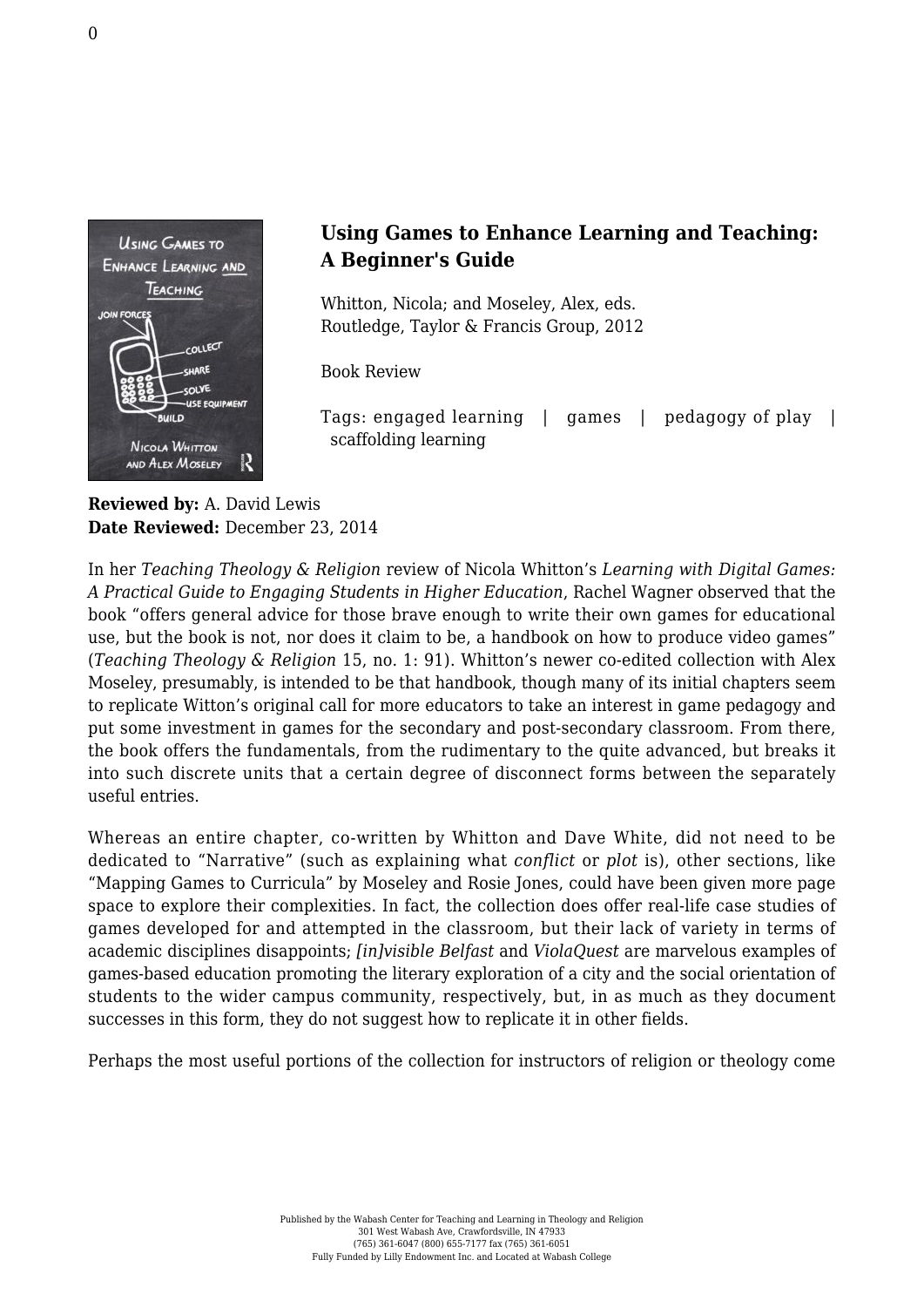## Using Games to Enhance Learning and Teaching: A Beginner's Guide

Whitton, Nicola; and Moseley, Alex, eds.
Routledge, Taylor & Francis Group, 2012

Book Review

Tags: engaged learning | games | pedagogy of play | scaffolding learning

**Reviewed by:** A. David Lewis
**Date Reviewed:** December 23, 2014

In her *Teaching Theology & Religion* review of Nicola Whitton's *Learning with Digital Games: A Practical Guide to Engaging Students in Higher Education*, Rachel Wagner observed that the book "offers general advice for those brave enough to write their own games for educational use, but the book is not, nor does it claim to be, a handbook on how to produce video games" (*Teaching Theology & Religion* 15, no. 1: 91). Whitton's newer co-edited collection with Alex Moseley, presumably, is intended to be that handbook, though many of its initial chapters seem to replicate Witton's original call for more educators to take an interest in game pedagogy and put some investment in games for the secondary and post-secondary classroom. From there, the book offers the fundamentals, from the rudimentary to the quite advanced, but breaks it into such discrete units that a certain degree of disconnect forms between the separately useful entries.

Whereas an entire chapter, co-written by Whitton and Dave White, did not need to be dedicated to "Narrative" (such as explaining what *conflict* or *plot* is), other sections, like "Mapping Games to Curricula" by Moseley and Rosie Jones, could have been given more page space to explore their complexities. In fact, the collection does offer real-life case studies of games developed for and attempted in the classroom, but their lack of variety in terms of academic disciplines disappoints; *[in]visible Belfast* and *ViolaQuest* are marvelous examples of games-based education promoting the literary exploration of a city and the social orientation of students to the wider campus community, respectively, but, in as much as they document successes in this form, they do not suggest how to replicate it in other fields.

Perhaps the most useful portions of the collection for instructors of religion or theology come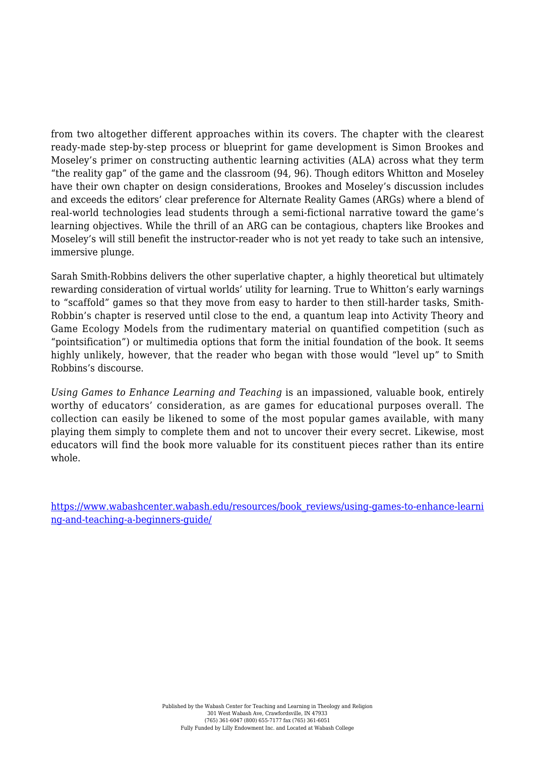from two altogether different approaches within its covers. The chapter with the clearest ready-made step-by-step process or blueprint for game development is Simon Brookes and Moseley's primer on constructing authentic learning activities (ALA) across what they term "the reality gap" of the game and the classroom (94, 96). Though editors Whitton and Moseley have their own chapter on design considerations, Brookes and Moseley's discussion includes and exceeds the editors' clear preference for Alternate Reality Games (ARGs) where a blend of real-world technologies lead students through a semi-fictional narrative toward the game's learning objectives. While the thrill of an ARG can be contagious, chapters like Brookes and Moseley's will still benefit the instructor-reader who is not yet ready to take such an intensive, immersive plunge.

Sarah Smith-Robbins delivers the other superlative chapter, a highly theoretical but ultimately rewarding consideration of virtual worlds' utility for learning. True to Whitton's early warnings to "scaffold" games so that they move from easy to harder to then still-harder tasks, Smith-Robbin's chapter is reserved until close to the end, a quantum leap into Activity Theory and Game Ecology Models from the rudimentary material on quantified competition (such as "pointsification") or multimedia options that form the initial foundation of the book. It seems highly unlikely, however, that the reader who began with those would "level up" to Smith Robbins's discourse.

*Using Games to Enhance Learning and Teaching* is an impassioned, valuable book, entirely worthy of educators' consideration, as are games for educational purposes overall. The collection can easily be likened to some of the most popular games available, with many playing them simply to complete them and not to uncover their every secret. Likewise, most educators will find the book more valuable for its constituent pieces rather than its entire whole.

[https://www.wabashcenter.wabash.edu/resources/book_reviews/using-games-to-enhance-learning-and-teaching-a-beginners-guide/](https://www.wabashcenter.wabash.edu/resources/book_reviews/using-games-to-enhance-learning-and-teaching-a-beginners-guide/)

Published by the Wabash Center for Teaching and Learning in Theology and Religion
301 West Wabash Ave, Crawfordsville, IN 47933
(765) 361-6047 (800) 655-7177 fax (765) 361-6051
Fully Funded by Lilly Endowment Inc. and Located at Wabash College